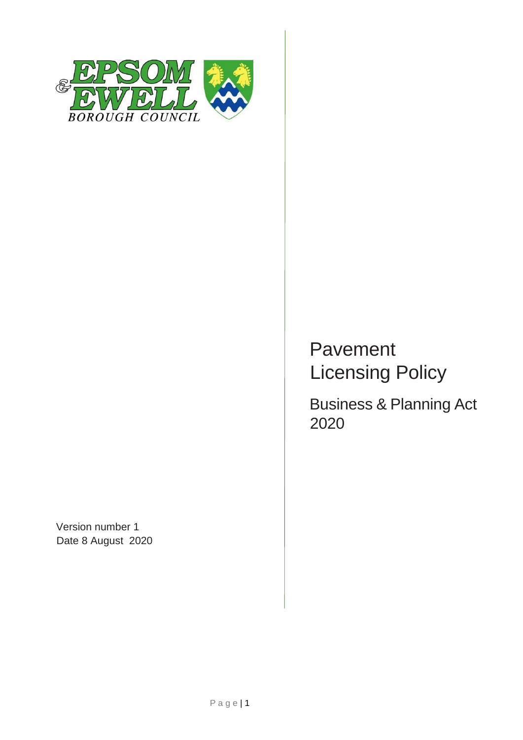# Pavement Licensing Policy

## Business & Planning Act 2020

Version number 1

Date 8 August 2020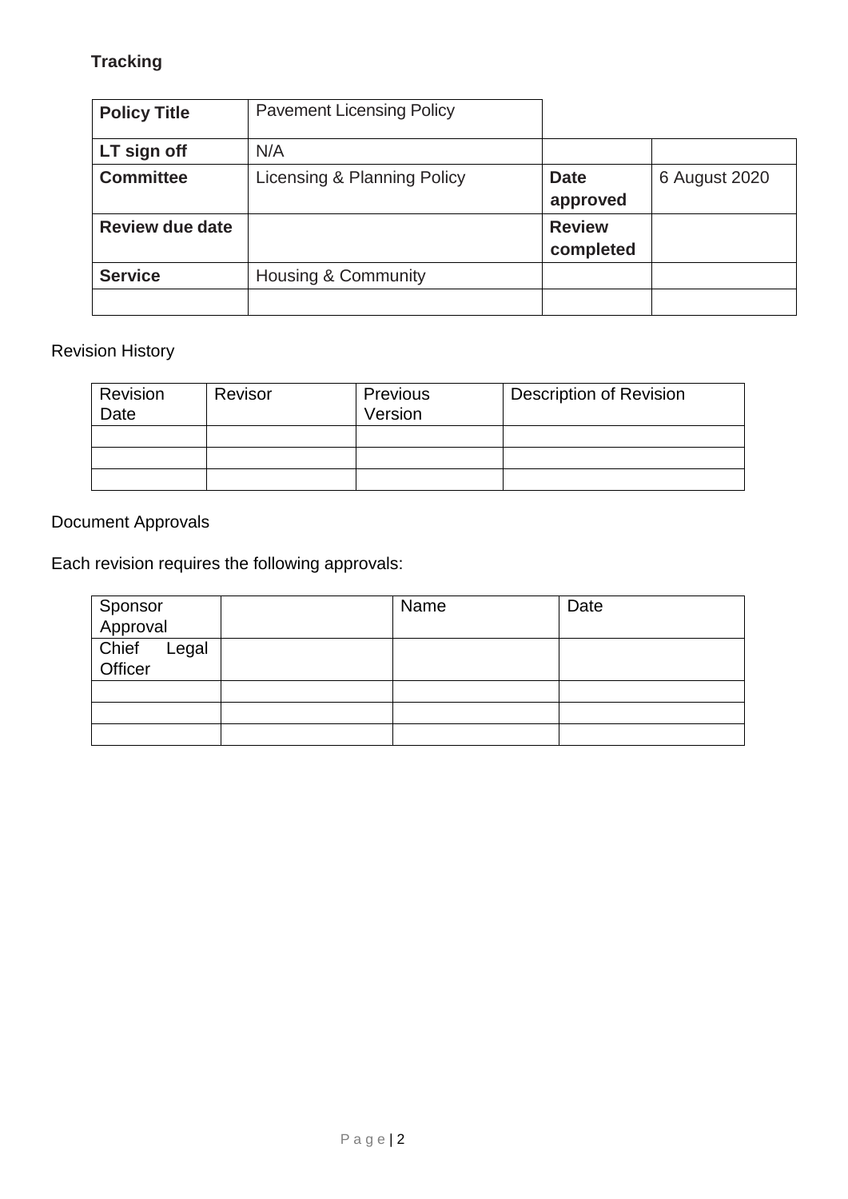**Tracking**

| **Policy Title** | Pavement Licensing Policy | | |
|---|---|---|---|
| **LT sign off** | N/A | | |
| **Committee** | Licensing & Planning Policy | **Date approved** | 6 August 2020 |
| **Review due date** | | **Review completed** | |
| **Service** | Housing & Community | | |
| | | | |

Revision History

| Revision Date | Revisor | Previous Version | Description of Revision |
|---|---|---|---|
| | | | |
| | | | |
| | | | |

Document Approvals

Each revision requires the following approvals:

| Sponsor Approval | | Name | Date |
|---|---|---|---|
| Chief Legal Officer | | | |
| | | | |
| | | | |
| | | | |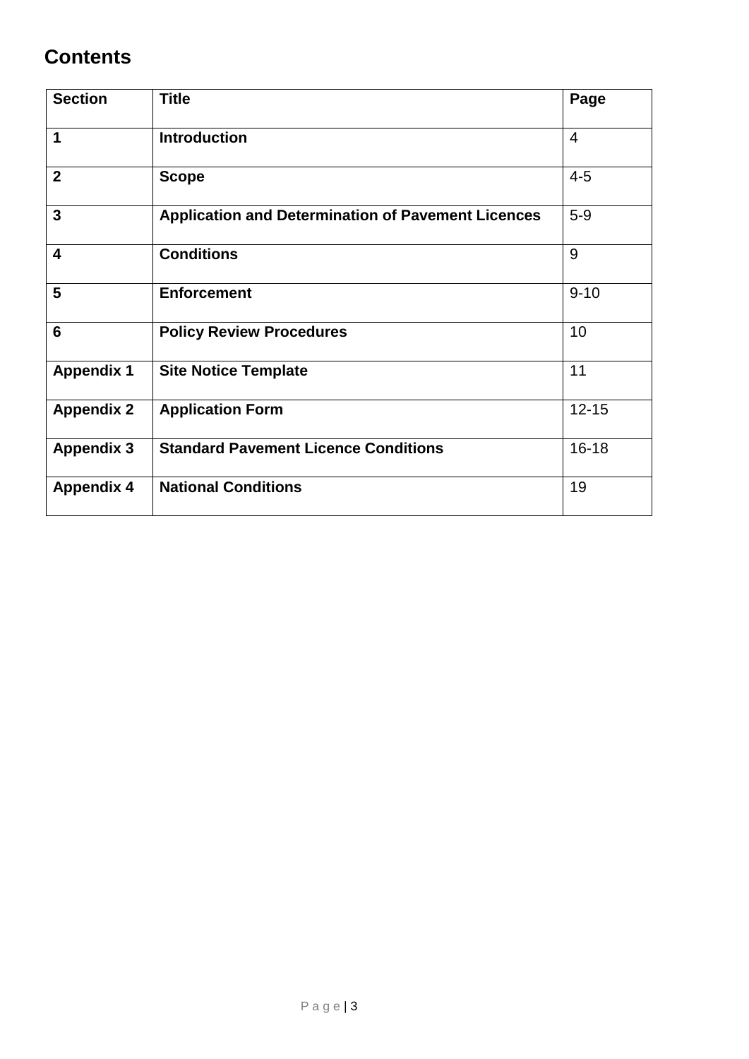## Contents

| Section | Title | Page |
|---|---|---|
| **1** | **Introduction** | 4 |
| **2** | **Scope** | 4-5 |
| **3** | **Application and Determination of Pavement Licences** | 5-9 |
| **4** | **Conditions** | 9 |
| **5** | **Enforcement** | 9-10 |
| **6** | **Policy Review Procedures** | 10 |
| **Appendix 1** | **Site Notice Template** | 11 |
| **Appendix 2** | **Application Form** | 12-15 |
| **Appendix 3** | **Standard Pavement Licence Conditions** | 16-18 |
| **Appendix 4** | **National Conditions** | 19 |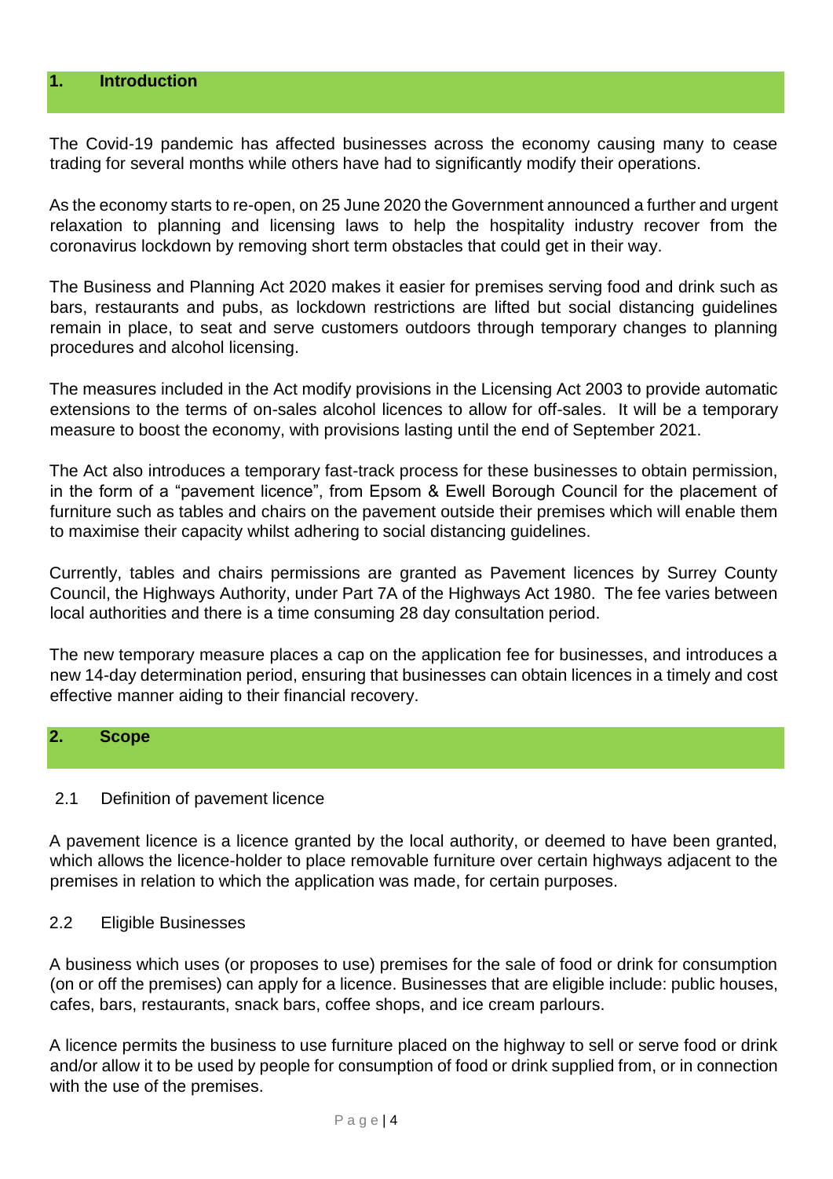## 1. Introduction

The Covid-19 pandemic has affected businesses across the economy causing many to cease trading for several months while others have had to significantly modify their operations.

As the economy starts to re-open, on 25 June 2020 the Government announced a further and urgent relaxation to planning and licensing laws to help the hospitality industry recover from the coronavirus lockdown by removing short term obstacles that could get in their way.

The Business and Planning Act 2020 makes it easier for premises serving food and drink such as bars, restaurants and pubs, as lockdown restrictions are lifted but social distancing guidelines remain in place, to seat and serve customers outdoors through temporary changes to planning procedures and alcohol licensing.

The measures included in the Act modify provisions in the Licensing Act 2003 to provide automatic extensions to the terms of on-sales alcohol licences to allow for off-sales. It will be a temporary measure to boost the economy, with provisions lasting until the end of September 2021.

The Act also introduces a temporary fast-track process for these businesses to obtain permission, in the form of a "pavement licence", from Epsom & Ewell Borough Council for the placement of furniture such as tables and chairs on the pavement outside their premises which will enable them to maximise their capacity whilst adhering to social distancing guidelines.

Currently, tables and chairs permissions are granted as Pavement licences by Surrey County Council, the Highways Authority, under Part 7A of the Highways Act 1980. The fee varies between local authorities and there is a time consuming 28 day consultation period.

The new temporary measure places a cap on the application fee for businesses, and introduces a new 14-day determination period, ensuring that businesses can obtain licences in a timely and cost effective manner aiding to their financial recovery.

## 2. Scope

### 2.1 Definition of pavement licence

A pavement licence is a licence granted by the local authority, or deemed to have been granted, which allows the licence-holder to place removable furniture over certain highways adjacent to the premises in relation to which the application was made, for certain purposes.

### 2.2 Eligible Businesses

A business which uses (or proposes to use) premises for the sale of food or drink for consumption (on or off the premises) can apply for a licence. Businesses that are eligible include: public houses, cafes, bars, restaurants, snack bars, coffee shops, and ice cream parlours.

A licence permits the business to use furniture placed on the highway to sell or serve food or drink and/or allow it to be used by people for consumption of food or drink supplied from, or in connection with the use of the premises.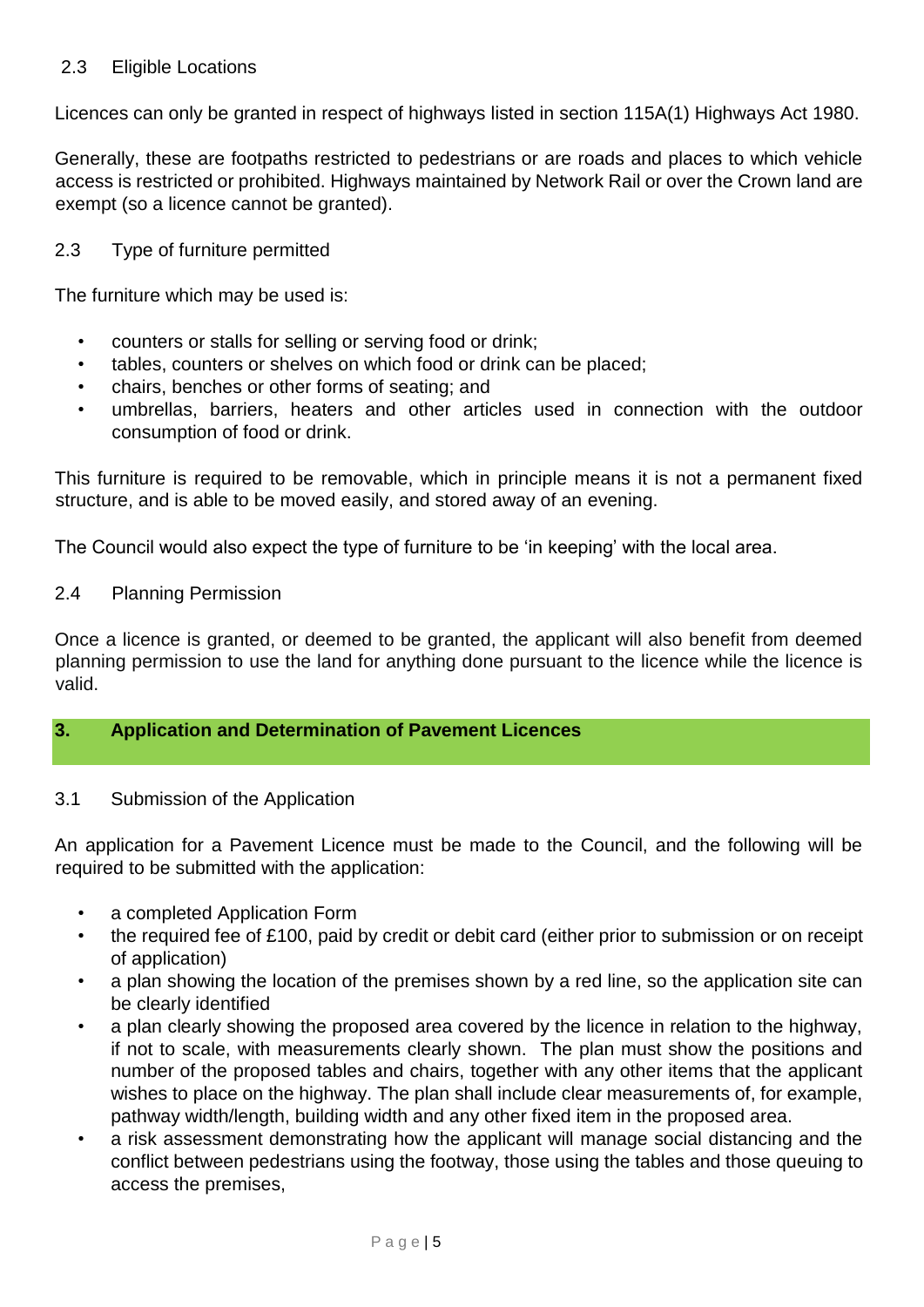### 2.3 Eligible Locations

Licences can only be granted in respect of highways listed in section 115A(1) Highways Act 1980.

Generally, these are footpaths restricted to pedestrians or are roads and places to which vehicle access is restricted or prohibited. Highways maintained by Network Rail or over the Crown land are exempt (so a licence cannot be granted).

### 2.3 Type of furniture permitted

The furniture which may be used is:

- counters or stalls for selling or serving food or drink;
- tables, counters or shelves on which food or drink can be placed;
- chairs, benches or other forms of seating; and
- umbrellas, barriers, heaters and other articles used in connection with the outdoor consumption of food or drink.

This furniture is required to be removable, which in principle means it is not a permanent fixed structure, and is able to be moved easily, and stored away of an evening.

The Council would also expect the type of furniture to be 'in keeping' with the local area.

### 2.4 Planning Permission

Once a licence is granted, or deemed to be granted, the applicant will also benefit from deemed planning permission to use the land for anything done pursuant to the licence while the licence is valid.

## 3. Application and Determination of Pavement Licences

### 3.1 Submission of the Application

An application for a Pavement Licence must be made to the Council, and the following will be required to be submitted with the application:

- a completed Application Form
- the required fee of £100, paid by credit or debit card (either prior to submission or on receipt of application)
- a plan showing the location of the premises shown by a red line, so the application site can be clearly identified
- a plan clearly showing the proposed area covered by the licence in relation to the highway, if not to scale, with measurements clearly shown. The plan must show the positions and number of the proposed tables and chairs, together with any other items that the applicant wishes to place on the highway. The plan shall include clear measurements of, for example, pathway width/length, building width and any other fixed item in the proposed area.
- a risk assessment demonstrating how the applicant will manage social distancing and the conflict between pedestrians using the footway, those using the tables and those queuing to access the premises,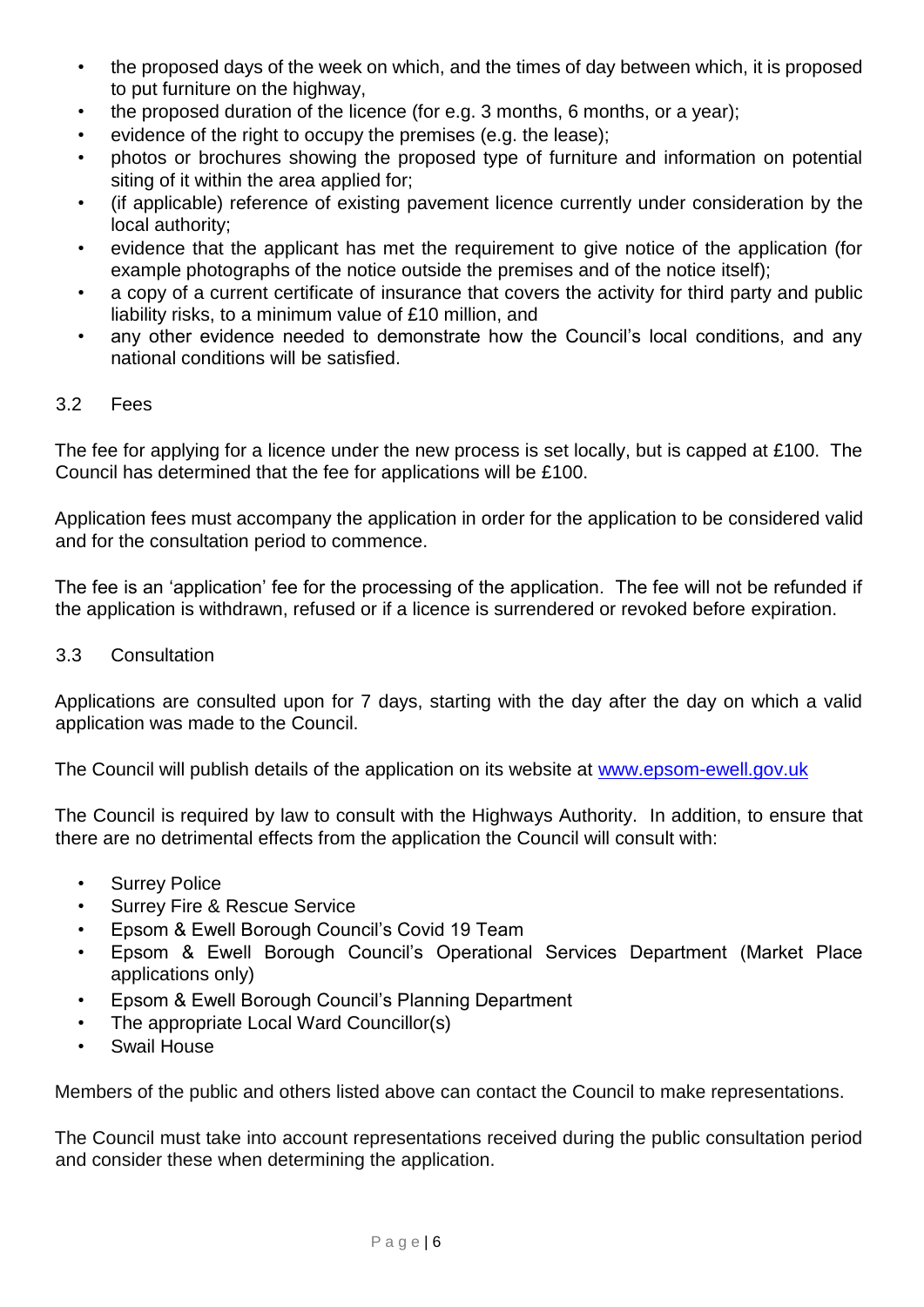- the proposed days of the week on which, and the times of day between which, it is proposed to put furniture on the highway,
- the proposed duration of the licence (for e.g. 3 months, 6 months, or a year);
- evidence of the right to occupy the premises (e.g. the lease);
- photos or brochures showing the proposed type of furniture and information on potential siting of it within the area applied for;
- (if applicable) reference of existing pavement licence currently under consideration by the local authority;
- evidence that the applicant has met the requirement to give notice of the application (for example photographs of the notice outside the premises and of the notice itself);
- a copy of a current certificate of insurance that covers the activity for third party and public liability risks, to a minimum value of £10 million, and
- any other evidence needed to demonstrate how the Council's local conditions, and any national conditions will be satisfied.

### 3.2 Fees

The fee for applying for a licence under the new process is set locally, but is capped at £100. The Council has determined that the fee for applications will be £100.

Application fees must accompany the application in order for the application to be considered valid and for the consultation period to commence.

The fee is an 'application' fee for the processing of the application. The fee will not be refunded if the application is withdrawn, refused or if a licence is surrendered or revoked before expiration.

### 3.3 Consultation

Applications are consulted upon for 7 days, starting with the day after the day on which a valid application was made to the Council.

The Council will publish details of the application on its website at www.epsom-ewell.gov.uk

The Council is required by law to consult with the Highways Authority. In addition, to ensure that there are no detrimental effects from the application the Council will consult with:

- Surrey Police
- Surrey Fire & Rescue Service
- Epsom & Ewell Borough Council's Covid 19 Team
- Epsom & Ewell Borough Council's Operational Services Department (Market Place applications only)
- Epsom & Ewell Borough Council's Planning Department
- The appropriate Local Ward Councillor(s)
- Swail House

Members of the public and others listed above can contact the Council to make representations.

The Council must take into account representations received during the public consultation period and consider these when determining the application.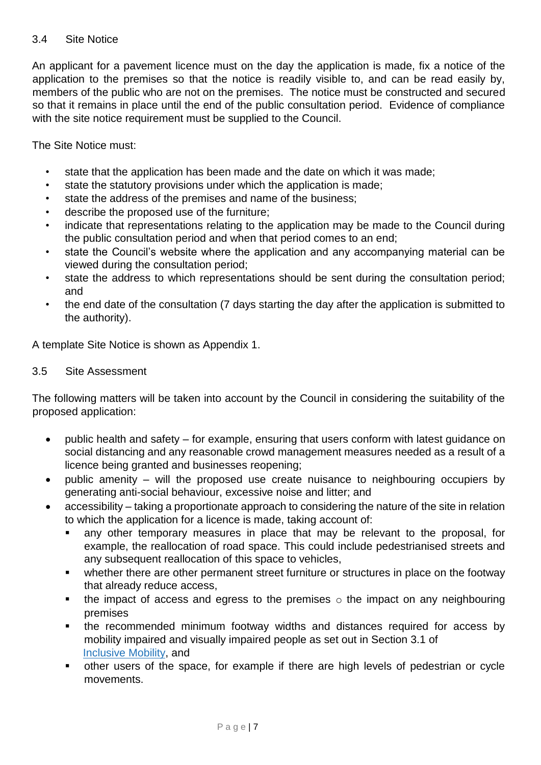### 3.4 Site Notice

An applicant for a pavement licence must on the day the application is made, fix a notice of the application to the premises so that the notice is readily visible to, and can be read easily by, members of the public who are not on the premises. The notice must be constructed and secured so that it remains in place until the end of the public consultation period. Evidence of compliance with the site notice requirement must be supplied to the Council.

The Site Notice must:

- state that the application has been made and the date on which it was made;
- state the statutory provisions under which the application is made;
- state the address of the premises and name of the business;
- describe the proposed use of the furniture;
- indicate that representations relating to the application may be made to the Council during the public consultation period and when that period comes to an end;
- state the Council's website where the application and any accompanying material can be viewed during the consultation period;
- state the address to which representations should be sent during the consultation period; and
- the end date of the consultation (7 days starting the day after the application is submitted to the authority).

A template Site Notice is shown as Appendix 1.

### 3.5 Site Assessment

The following matters will be taken into account by the Council in considering the suitability of the proposed application:

- public health and safety – for example, ensuring that users conform with latest guidance on social distancing and any reasonable crowd management measures needed as a result of a licence being granted and businesses reopening;
- public amenity – will the proposed use create nuisance to neighbouring occupiers by generating anti-social behaviour, excessive noise and litter; and
- accessibility – taking a proportionate approach to considering the nature of the site in relation to which the application for a licence is made, taking account of:
  - any other temporary measures in place that may be relevant to the proposal, for example, the reallocation of road space. This could include pedestrianised streets and any subsequent reallocation of this space to vehicles,
  - whether there are other permanent street furniture or structures in place on the footway that already reduce access,
  - the impact of access and egress to the premises ○ the impact on any neighbouring premises
  - the recommended minimum footway widths and distances required for access by mobility impaired and visually impaired people as set out in Section 3.1 of Inclusive Mobility, and
  - other users of the space, for example if there are high levels of pedestrian or cycle movements.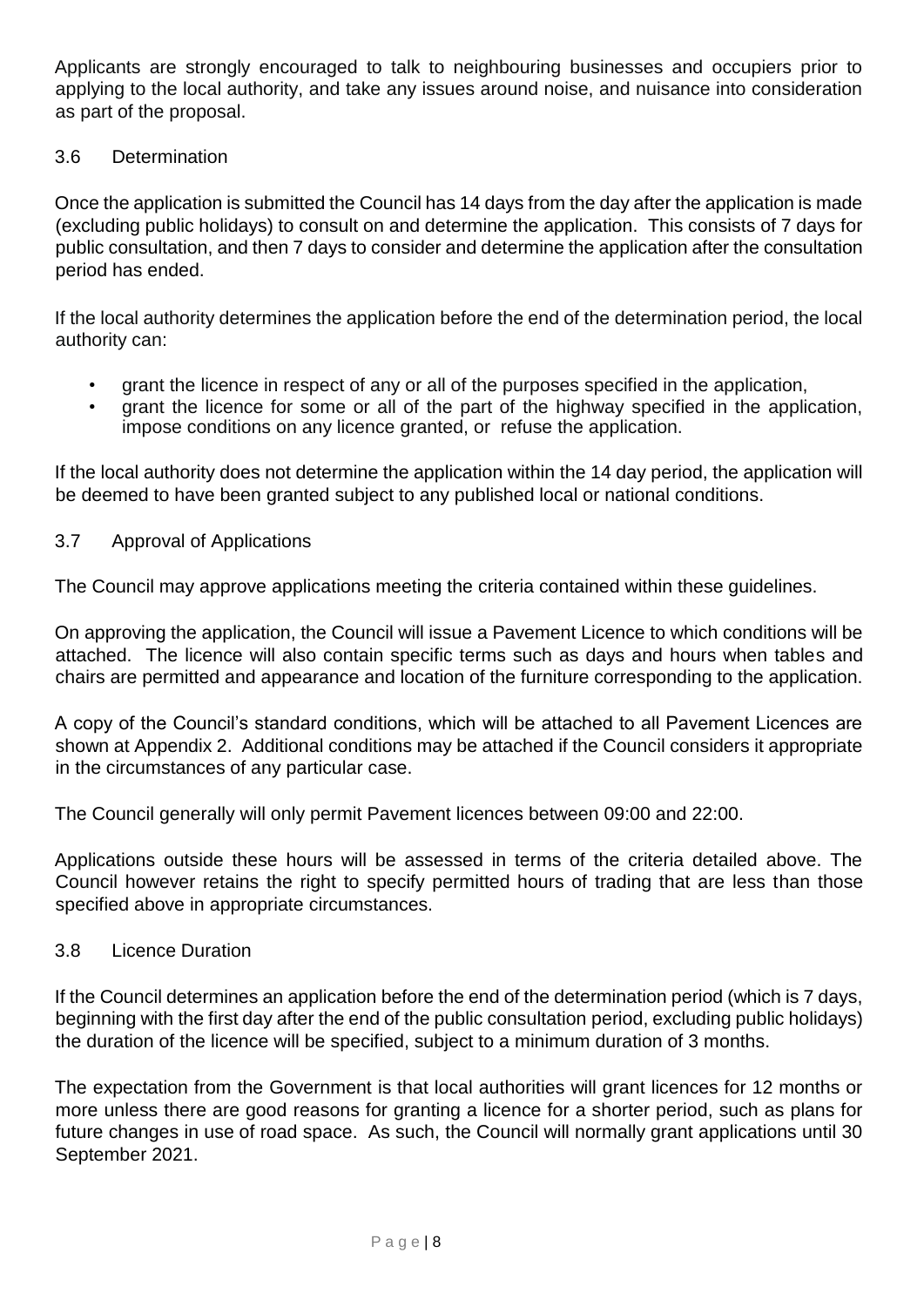Applicants are strongly encouraged to talk to neighbouring businesses and occupiers prior to applying to the local authority, and take any issues around noise, and nuisance into consideration as part of the proposal.

### 3.6 Determination

Once the application is submitted the Council has 14 days from the day after the application is made (excluding public holidays) to consult on and determine the application. This consists of 7 days for public consultation, and then 7 days to consider and determine the application after the consultation period has ended.

If the local authority determines the application before the end of the determination period, the local authority can:

- grant the licence in respect of any or all of the purposes specified in the application,
- grant the licence for some or all of the part of the highway specified in the application, impose conditions on any licence granted, or refuse the application.

If the local authority does not determine the application within the 14 day period, the application will be deemed to have been granted subject to any published local or national conditions.

### 3.7 Approval of Applications

The Council may approve applications meeting the criteria contained within these guidelines.

On approving the application, the Council will issue a Pavement Licence to which conditions will be attached. The licence will also contain specific terms such as days and hours when tables and chairs are permitted and appearance and location of the furniture corresponding to the application.

A copy of the Council's standard conditions, which will be attached to all Pavement Licences are shown at Appendix 2. Additional conditions may be attached if the Council considers it appropriate in the circumstances of any particular case.

The Council generally will only permit Pavement licences between 09:00 and 22:00.

Applications outside these hours will be assessed in terms of the criteria detailed above. The Council however retains the right to specify permitted hours of trading that are less than those specified above in appropriate circumstances.

### 3.8 Licence Duration

If the Council determines an application before the end of the determination period (which is 7 days, beginning with the first day after the end of the public consultation period, excluding public holidays) the duration of the licence will be specified, subject to a minimum duration of 3 months.

The expectation from the Government is that local authorities will grant licences for 12 months or more unless there are good reasons for granting a licence for a shorter period, such as plans for future changes in use of road space. As such, the Council will normally grant applications until 30 September 2021.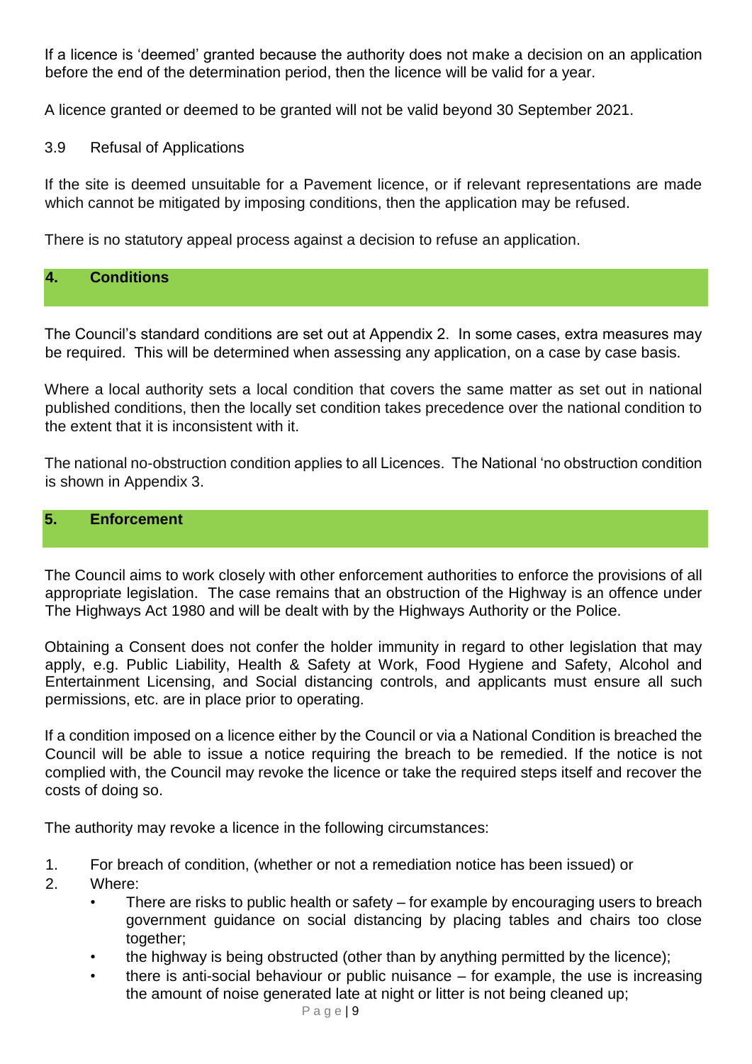If a licence is 'deemed' granted because the authority does not make a decision on an application before the end of the determination period, then the licence will be valid for a year.

A licence granted or deemed to be granted will not be valid beyond 30 September 2021.

3.9 Refusal of Applications

If the site is deemed unsuitable for a Pavement licence, or if relevant representations are made which cannot be mitigated by imposing conditions, then the application may be refused.

There is no statutory appeal process against a decision to refuse an application.

## 4. Conditions

The Council's standard conditions are set out at Appendix 2. In some cases, extra measures may be required. This will be determined when assessing any application, on a case by case basis.

Where a local authority sets a local condition that covers the same matter as set out in national published conditions, then the locally set condition takes precedence over the national condition to the extent that it is inconsistent with it.

The national no-obstruction condition applies to all Licences. The National 'no obstruction condition is shown in Appendix 3.

## 5. Enforcement

The Council aims to work closely with other enforcement authorities to enforce the provisions of all appropriate legislation. The case remains that an obstruction of the Highway is an offence under The Highways Act 1980 and will be dealt with by the Highways Authority or the Police.

Obtaining a Consent does not confer the holder immunity in regard to other legislation that may apply, e.g. Public Liability, Health & Safety at Work, Food Hygiene and Safety, Alcohol and Entertainment Licensing, and Social distancing controls, and applicants must ensure all such permissions, etc. are in place prior to operating.

If a condition imposed on a licence either by the Council or via a National Condition is breached the Council will be able to issue a notice requiring the breach to be remedied. If the notice is not complied with, the Council may revoke the licence or take the required steps itself and recover the costs of doing so.

The authority may revoke a licence in the following circumstances:

1. For breach of condition, (whether or not a remediation notice has been issued) or
2. Where:
   - There are risks to public health or safety – for example by encouraging users to breach government guidance on social distancing by placing tables and chairs too close together;
   - the highway is being obstructed (other than by anything permitted by the licence);
   - there is anti-social behaviour or public nuisance – for example, the use is increasing the amount of noise generated late at night or litter is not being cleaned up;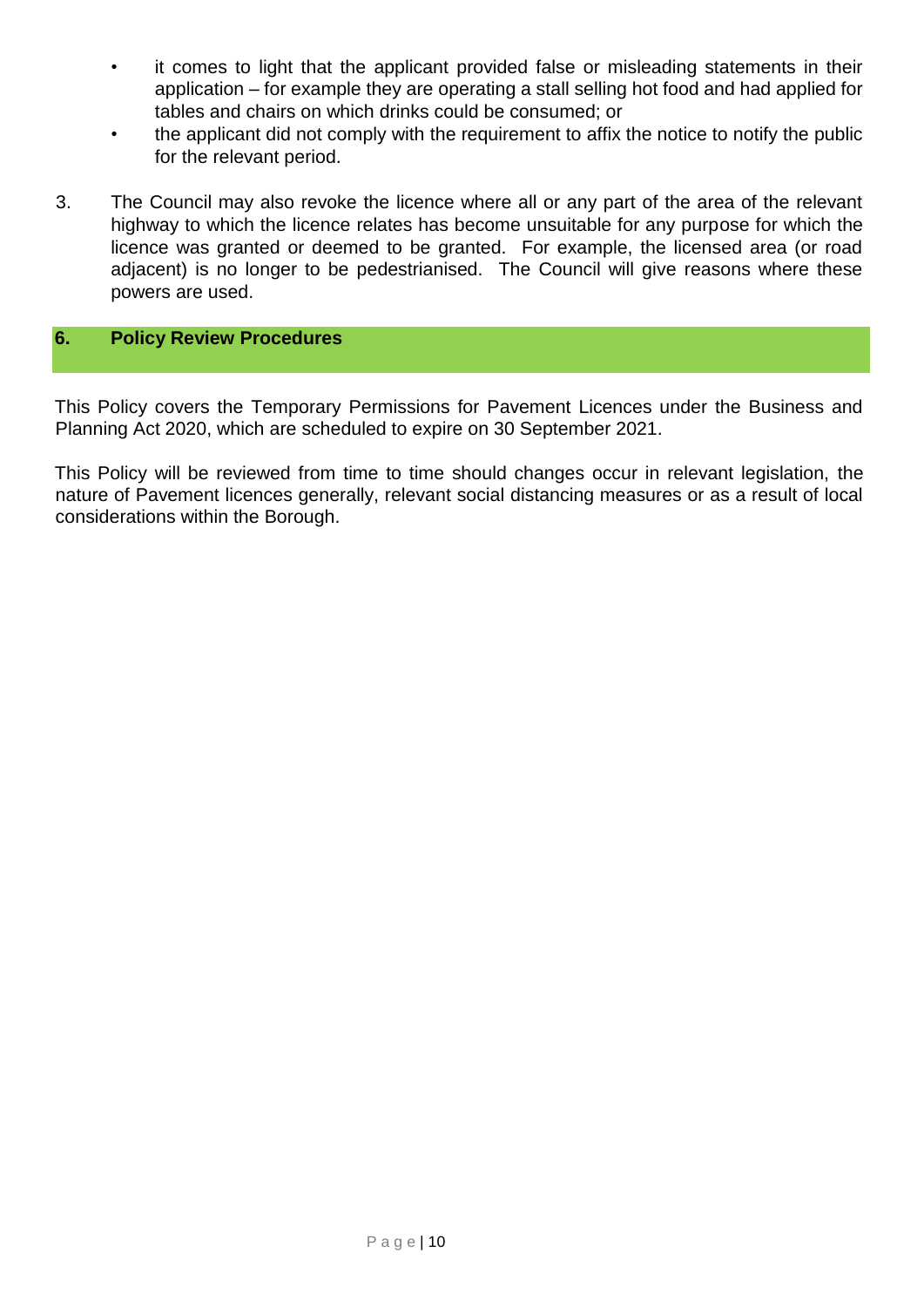- it comes to light that the applicant provided false or misleading statements in their application – for example they are operating a stall selling hot food and had applied for tables and chairs on which drinks could be consumed; or
- the applicant did not comply with the requirement to affix the notice to notify the public for the relevant period.

3. The Council may also revoke the licence where all or any part of the area of the relevant highway to which the licence relates has become unsuitable for any purpose for which the licence was granted or deemed to be granted. For example, the licensed area (or road adjacent) is no longer to be pedestrianised. The Council will give reasons where these powers are used.

## 6. Policy Review Procedures

This Policy covers the Temporary Permissions for Pavement Licences under the Business and Planning Act 2020, which are scheduled to expire on 30 September 2021.

This Policy will be reviewed from time to time should changes occur in relevant legislation, the nature of Pavement licences generally, relevant social distancing measures or as a result of local considerations within the Borough.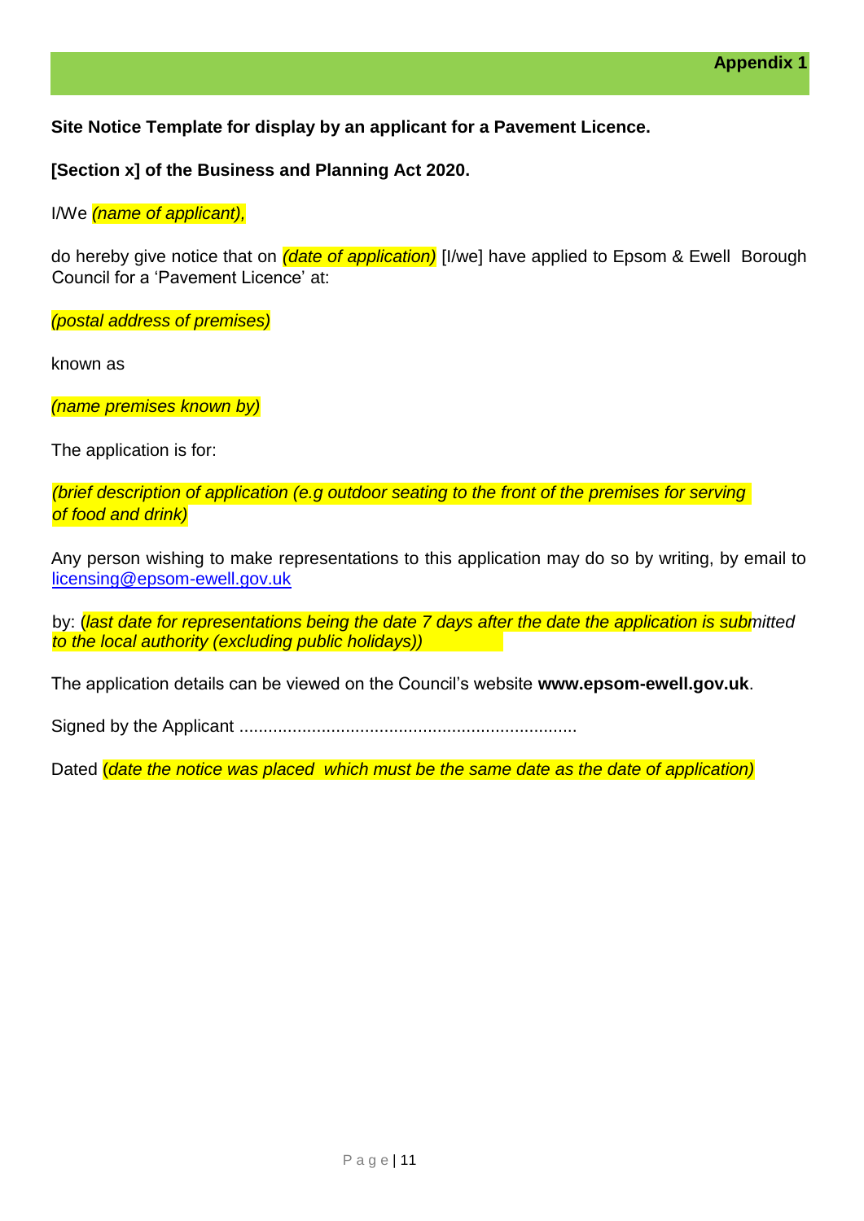**Appendix 1**

**Site Notice Template for display by an applicant for a Pavement Licence.**

**[Section x] of the Business and Planning Act 2020.**

I/We *(name of applicant),*

do hereby give notice that on *(date of application)* [I/we] have applied to Epsom & Ewell Borough Council for a 'Pavement Licence' at:

*(postal address of premises)*

known as

*(name premises known by)*

The application is for:

*(brief description of application (e.g outdoor seating to the front of the premises for serving of food and drink)*

Any person wishing to make representations to this application may do so by writing, by email to licensing@epsom-ewell.gov.uk

by: (*last date for representations being the date 7 days after the date the application is submitted to the local authority (excluding public holidays))*

The application details can be viewed on the Council's website **www.epsom-ewell.gov.uk**.

Signed by the Applicant ....................................................................

Dated (*date the notice was placed which must be the same date as the date of application)*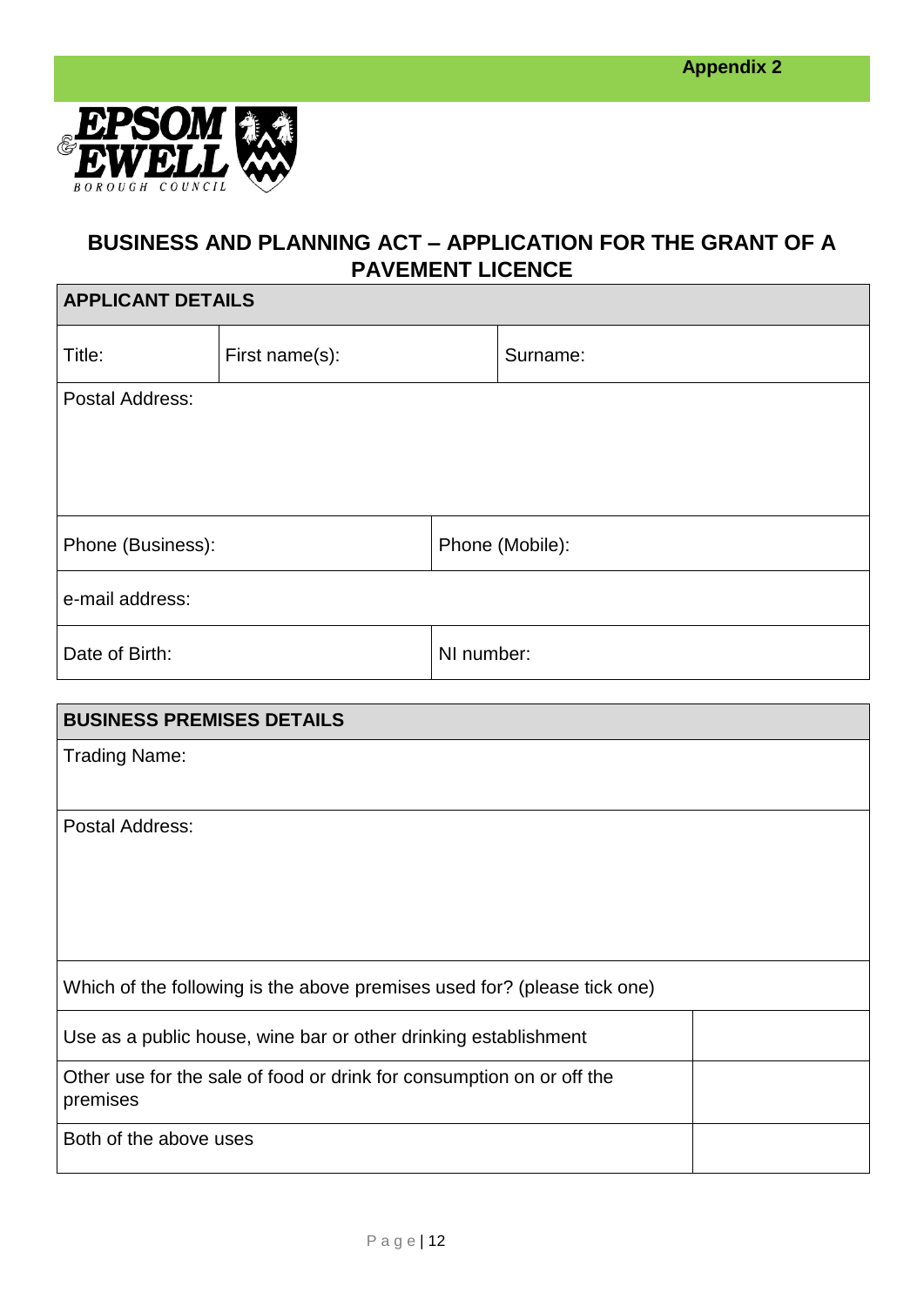**Appendix 2**

EPSOM & EWELL BOROUGH COUNCIL

## BUSINESS AND PLANNING ACT – APPLICATION FOR THE GRANT OF A PAVEMENT LICENCE

| APPLICANT DETAILS | | | |
|---|---|---|---|
| Title: | First name(s): | | Surname: |
| Postal Address: | | | |
| Phone (Business): | | Phone (Mobile): | |
| e-mail address: | | | |
| Date of Birth: | | NI number: | |

| BUSINESS PREMISES DETAILS | |
|---|---|
| Trading Name: | |
| Postal Address: | |
| Which of the following is the above premises used for? (please tick one) | |
| Use as a public house, wine bar or other drinking establishment | |
| Other use for the sale of food or drink for consumption on or off the premises | |
| Both of the above uses | |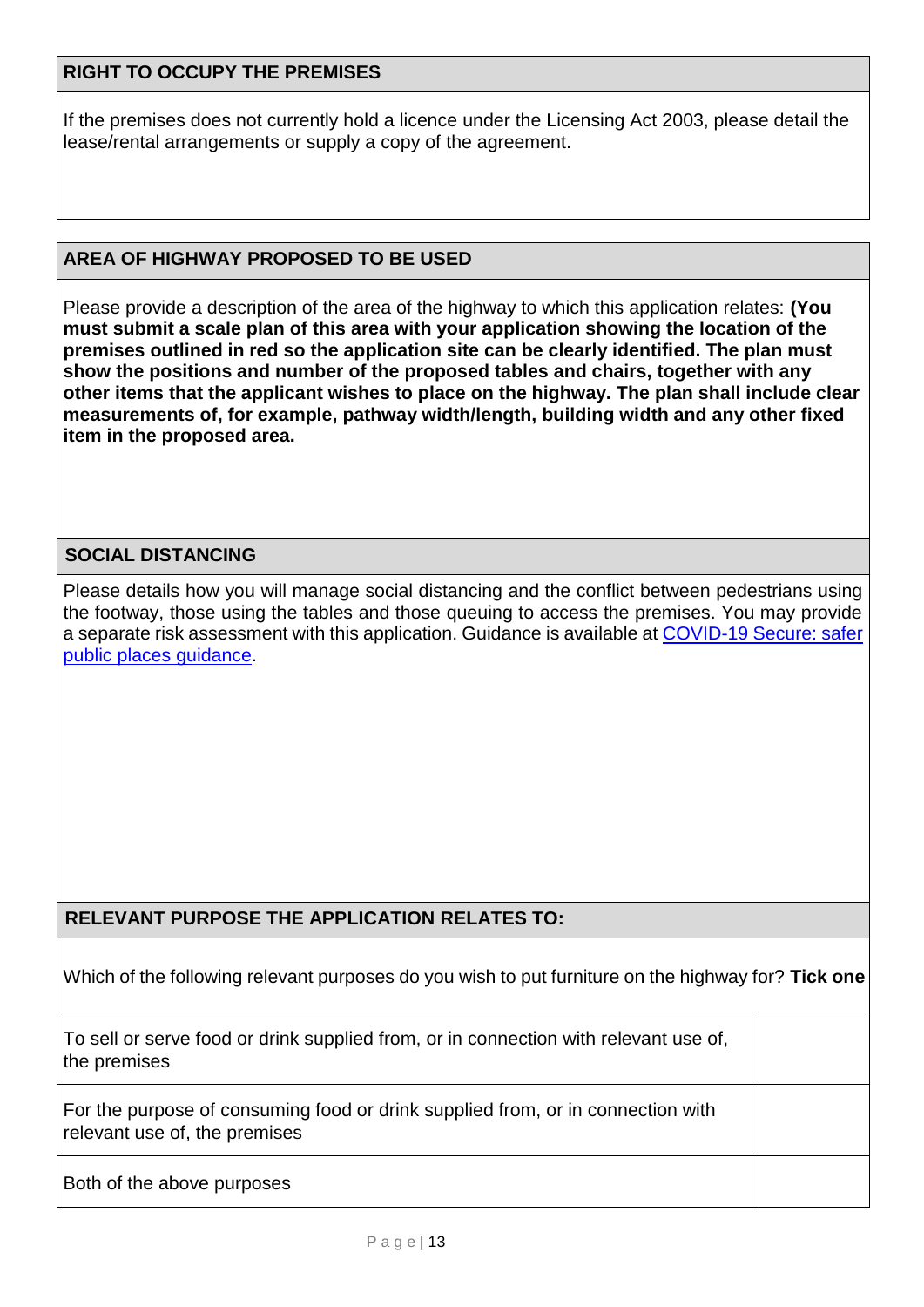## RIGHT TO OCCUPY THE PREMISES

If the premises does not currently hold a licence under the Licensing Act 2003, please detail the lease/rental arrangements or supply a copy of the agreement.

## AREA OF HIGHWAY PROPOSED TO BE USED

Please provide a description of the area of the highway to which this application relates: **(You must submit a scale plan of this area with your application showing the location of the premises outlined in red so the application site can be clearly identified. The plan must show the positions and number of the proposed tables and chairs, together with any other items that the applicant wishes to place on the highway. The plan shall include clear measurements of, for example, pathway width/length, building width and any other fixed item in the proposed area.**

## SOCIAL DISTANCING

Please details how you will manage social distancing and the conflict between pedestrians using the footway, those using the tables and those queuing to access the premises. You may provide a separate risk assessment with this application. Guidance is available at [COVID-19 Secure: safer public places guidance](COVID-19 Secure: safer public places guidance).

## RELEVANT PURPOSE THE APPLICATION RELATES TO:

Which of the following relevant purposes do you wish to put furniture on the highway for? **Tick one**

| Purpose | Tick |
|---|---|
| To sell or serve food or drink supplied from, or in connection with relevant use of, the premises | |
| For the purpose of consuming food or drink supplied from, or in connection with relevant use of, the premises | |
| Both of the above purposes | |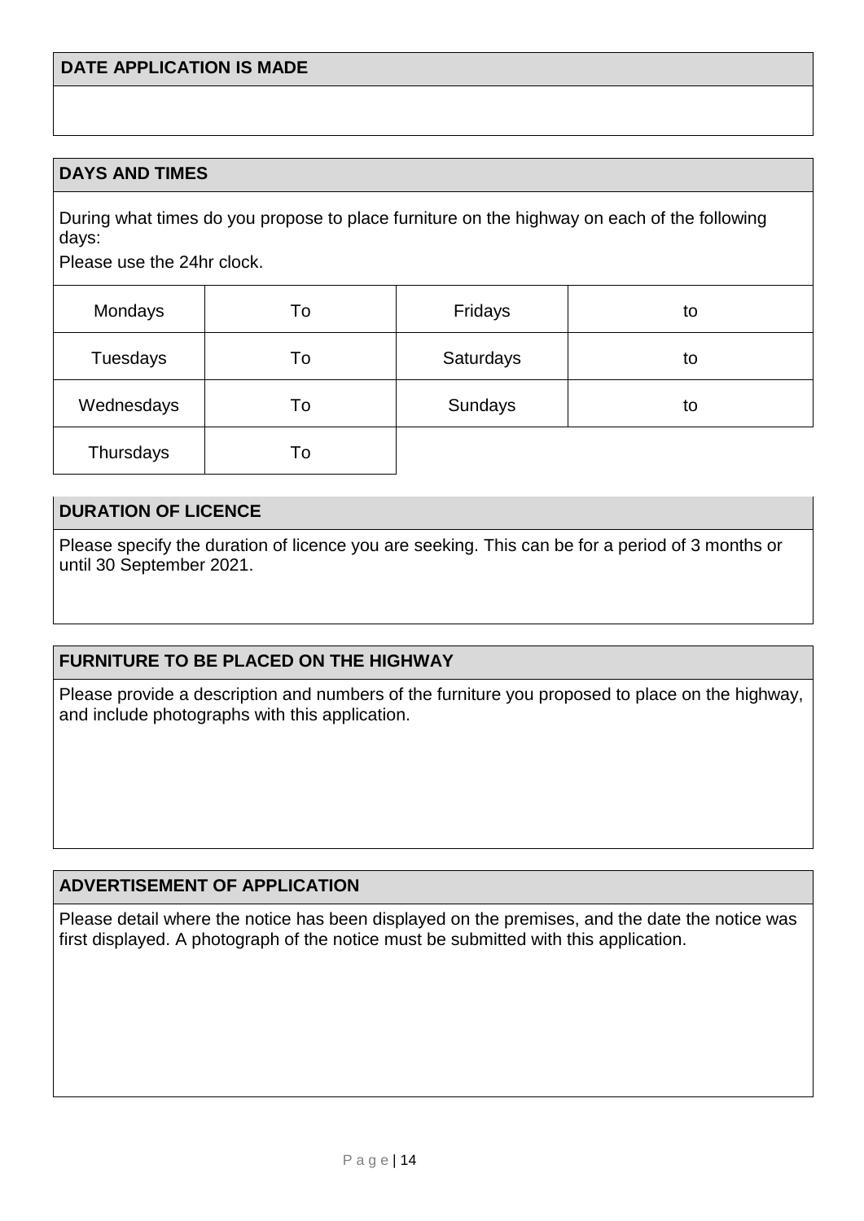| DATE APPLICATION IS MADE |
| --- |
| |

| DAYS AND TIMES | | | |
| --- | --- | --- | --- |
| During what times do you propose to place furniture on the highway on each of the following days:<br>Please use the 24hr clock. | | | |
| Mondays | To | Fridays | to |
| Tuesdays | To | Saturdays | to |
| Wednesdays | To | Sundays | to |
| Thursdays | To | | |

| DURATION OF LICENCE |
| --- |
| Please specify the duration of licence you are seeking. This can be for a period of 3 months or until 30 September 2021. |

| FURNITURE TO BE PLACED ON THE HIGHWAY |
| --- |
| Please provide a description and numbers of the furniture you proposed to place on the highway, and include photographs with this application. |

| ADVERTISEMENT OF APPLICATION |
| --- |
| Please detail where the notice has been displayed on the premises, and the date the notice was first displayed. A photograph of the notice must be submitted with this application. |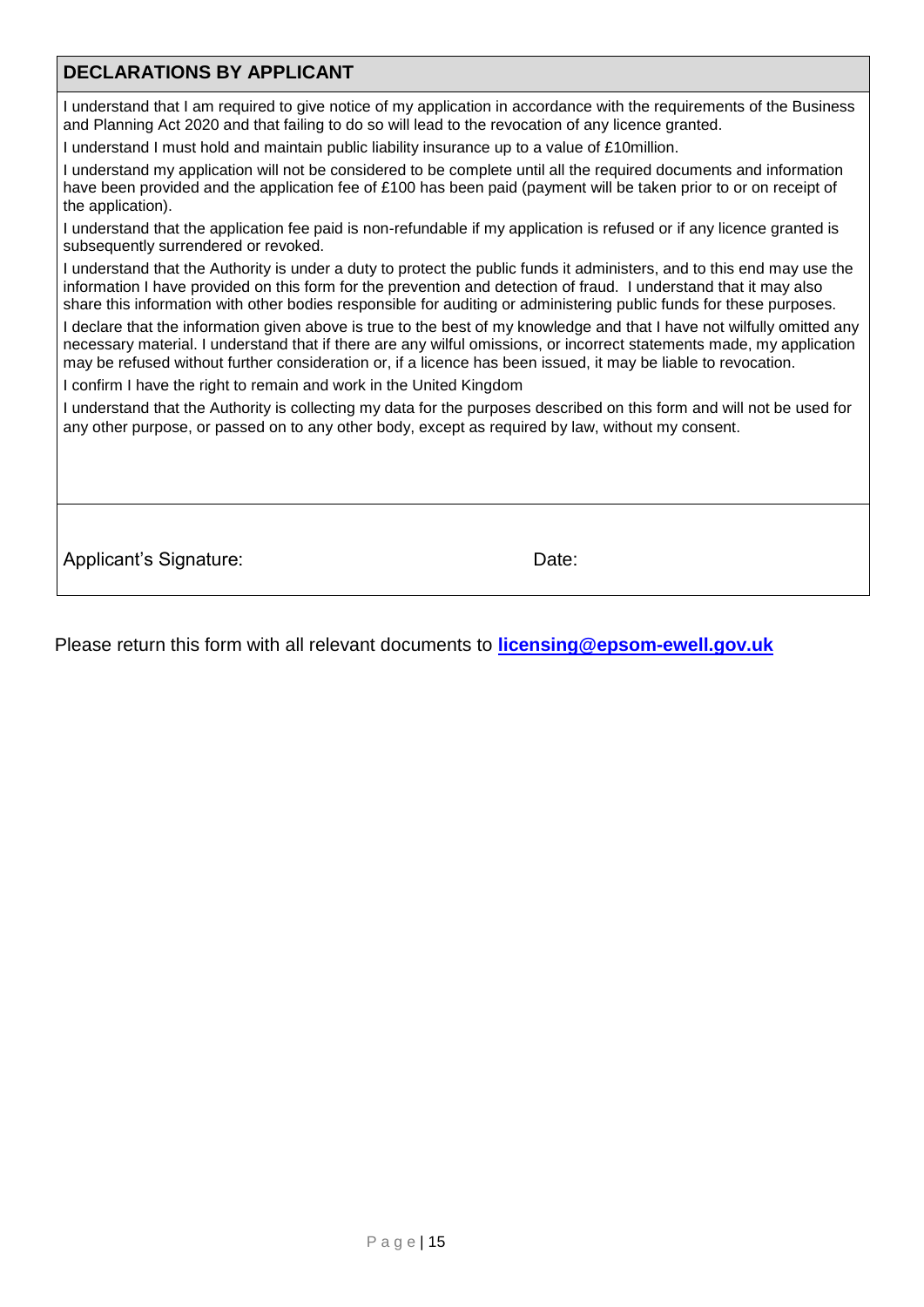## DECLARATIONS BY APPLICANT

I understand that I am required to give notice of my application in accordance with the requirements of the Business and Planning Act 2020 and that failing to do so will lead to the revocation of any licence granted.

I understand I must hold and maintain public liability insurance up to a value of £10million.

I understand my application will not be considered to be complete until all the required documents and information have been provided and the application fee of £100 has been paid (payment will be taken prior to or on receipt of the application).

I understand that the application fee paid is non-refundable if my application is refused or if any licence granted is subsequently surrendered or revoked.

I understand that the Authority is under a duty to protect the public funds it administers, and to this end may use the information I have provided on this form for the prevention and detection of fraud. I understand that it may also share this information with other bodies responsible for auditing or administering public funds for these purposes.

I declare that the information given above is true to the best of my knowledge and that I have not wilfully omitted any necessary material. I understand that if there are any wilful omissions, or incorrect statements made, my application may be refused without further consideration or, if a licence has been issued, it may be liable to revocation.

I confirm I have the right to remain and work in the United Kingdom

I understand that the Authority is collecting my data for the purposes described on this form and will not be used for any other purpose, or passed on to any other body, except as required by law, without my consent.

| Applicant's Signature: | Date: |
|---|---|

Please return this form with all relevant documents to **licensing@epsom-ewell.gov.uk**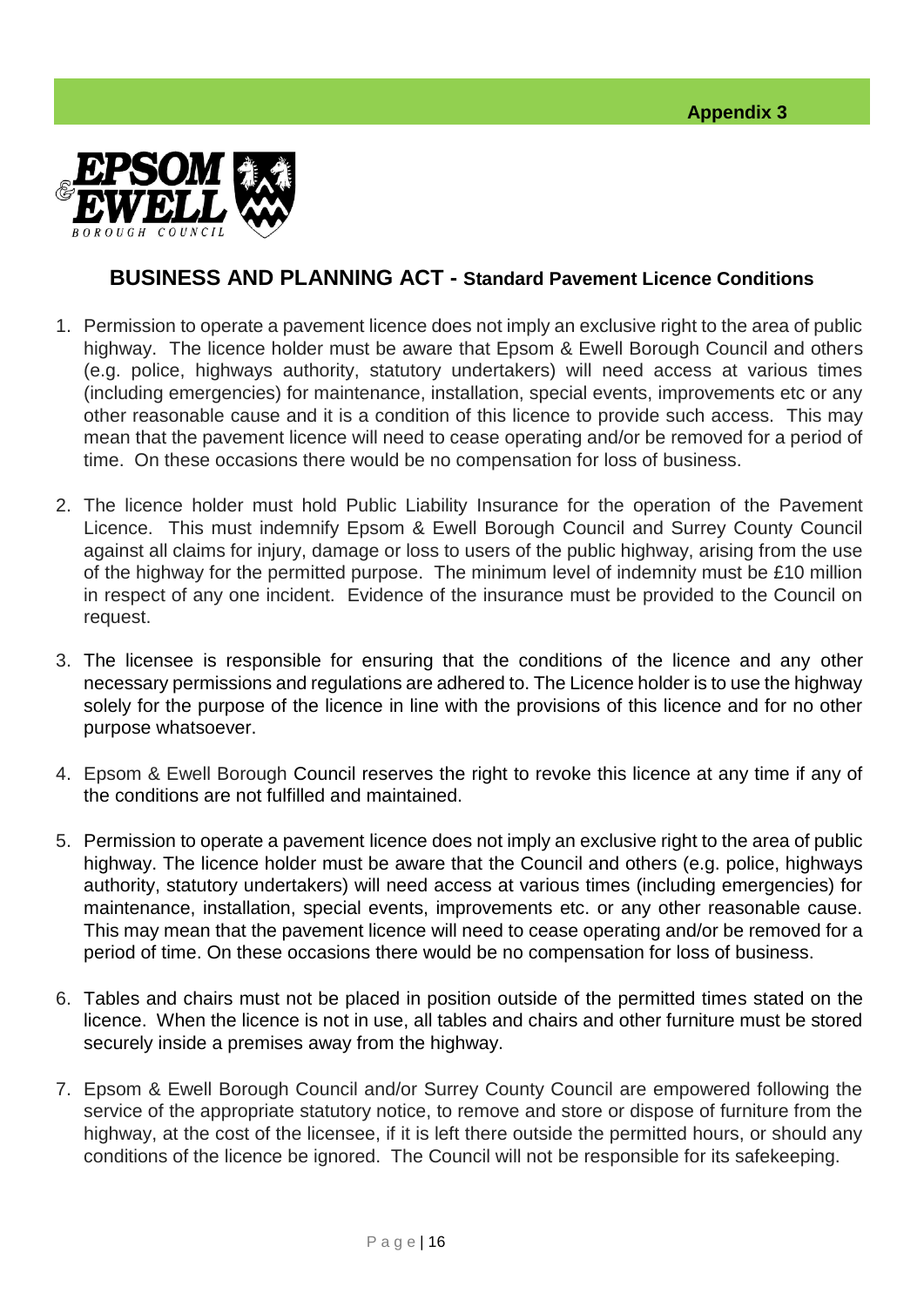Appendix 3

EPSOM & EWELL BOROUGH COUNCIL

## BUSINESS AND PLANNING ACT - Standard Pavement Licence Conditions

1. Permission to operate a pavement licence does not imply an exclusive right to the area of public highway. The licence holder must be aware that Epsom & Ewell Borough Council and others (e.g. police, highways authority, statutory undertakers) will need access at various times (including emergencies) for maintenance, installation, special events, improvements etc or any other reasonable cause and it is a condition of this licence to provide such access. This may mean that the pavement licence will need to cease operating and/or be removed for a period of time. On these occasions there would be no compensation for loss of business.

2. The licence holder must hold Public Liability Insurance for the operation of the Pavement Licence. This must indemnify Epsom & Ewell Borough Council and Surrey County Council against all claims for injury, damage or loss to users of the public highway, arising from the use of the highway for the permitted purpose. The minimum level of indemnity must be £10 million in respect of any one incident. Evidence of the insurance must be provided to the Council on request.

3. The licensee is responsible for ensuring that the conditions of the licence and any other necessary permissions and regulations are adhered to. The Licence holder is to use the highway solely for the purpose of the licence in line with the provisions of this licence and for no other purpose whatsoever.

4. Epsom & Ewell Borough Council reserves the right to revoke this licence at any time if any of the conditions are not fulfilled and maintained.

5. Permission to operate a pavement licence does not imply an exclusive right to the area of public highway. The licence holder must be aware that the Council and others (e.g. police, highways authority, statutory undertakers) will need access at various times (including emergencies) for maintenance, installation, special events, improvements etc. or any other reasonable cause. This may mean that the pavement licence will need to cease operating and/or be removed for a period of time. On these occasions there would be no compensation for loss of business.

6. Tables and chairs must not be placed in position outside of the permitted times stated on the licence. When the licence is not in use, all tables and chairs and other furniture must be stored securely inside a premises away from the highway.

7. Epsom & Ewell Borough Council and/or Surrey County Council are empowered following the service of the appropriate statutory notice, to remove and store or dispose of furniture from the highway, at the cost of the licensee, if it is left there outside the permitted hours, or should any conditions of the licence be ignored. The Council will not be responsible for its safekeeping.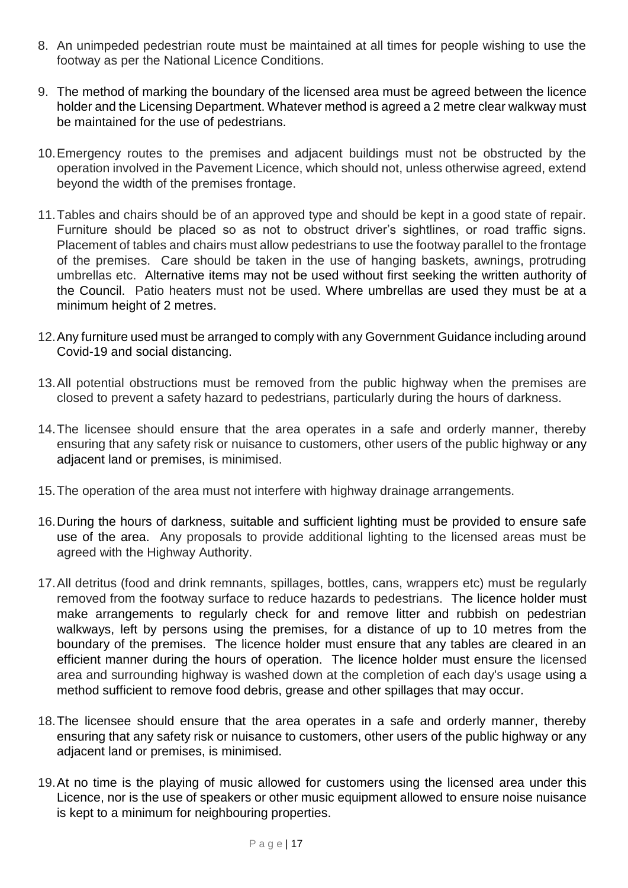8. An unimpeded pedestrian route must be maintained at all times for people wishing to use the footway as per the National Licence Conditions.

9. The method of marking the boundary of the licensed area must be agreed between the licence holder and the Licensing Department. Whatever method is agreed a 2 metre clear walkway must be maintained for the use of pedestrians.

10. Emergency routes to the premises and adjacent buildings must not be obstructed by the operation involved in the Pavement Licence, which should not, unless otherwise agreed, extend beyond the width of the premises frontage.

11. Tables and chairs should be of an approved type and should be kept in a good state of repair. Furniture should be placed so as not to obstruct driver's sightlines, or road traffic signs. Placement of tables and chairs must allow pedestrians to use the footway parallel to the frontage of the premises. Care should be taken in the use of hanging baskets, awnings, protruding umbrellas etc. Alternative items may not be used without first seeking the written authority of the Council. Patio heaters must not be used. Where umbrellas are used they must be at a minimum height of 2 metres.

12. Any furniture used must be arranged to comply with any Government Guidance including around Covid-19 and social distancing.

13. All potential obstructions must be removed from the public highway when the premises are closed to prevent a safety hazard to pedestrians, particularly during the hours of darkness.

14. The licensee should ensure that the area operates in a safe and orderly manner, thereby ensuring that any safety risk or nuisance to customers, other users of the public highway or any adjacent land or premises, is minimised.

15. The operation of the area must not interfere with highway drainage arrangements.

16. During the hours of darkness, suitable and sufficient lighting must be provided to ensure safe use of the area. Any proposals to provide additional lighting to the licensed areas must be agreed with the Highway Authority.

17. All detritus (food and drink remnants, spillages, bottles, cans, wrappers etc) must be regularly removed from the footway surface to reduce hazards to pedestrians. The licence holder must make arrangements to regularly check for and remove litter and rubbish on pedestrian walkways, left by persons using the premises, for a distance of up to 10 metres from the boundary of the premises. The licence holder must ensure that any tables are cleared in an efficient manner during the hours of operation. The licence holder must ensure the licensed area and surrounding highway is washed down at the completion of each day's usage using a method sufficient to remove food debris, grease and other spillages that may occur.

18. The licensee should ensure that the area operates in a safe and orderly manner, thereby ensuring that any safety risk or nuisance to customers, other users of the public highway or any adjacent land or premises, is minimised.

19. At no time is the playing of music allowed for customers using the licensed area under this Licence, nor is the use of speakers or other music equipment allowed to ensure noise nuisance is kept to a minimum for neighbouring properties.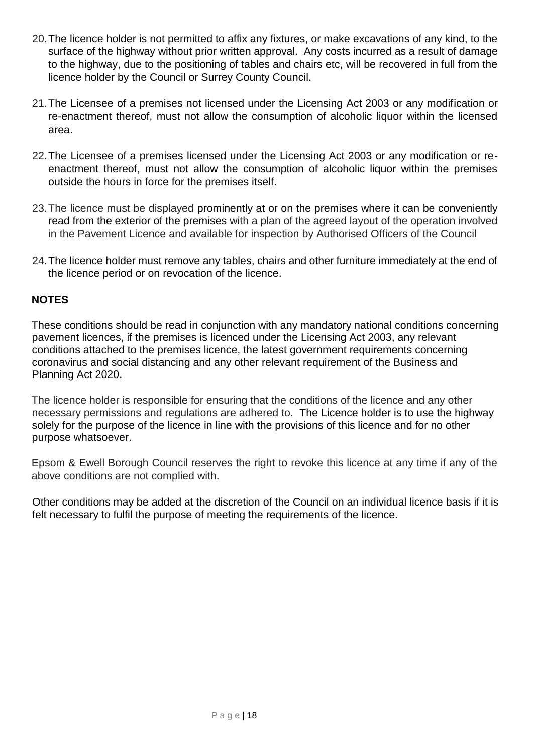20. The licence holder is not permitted to affix any fixtures, or make excavations of any kind, to the surface of the highway without prior written approval. Any costs incurred as a result of damage to the highway, due to the positioning of tables and chairs etc, will be recovered in full from the licence holder by the Council or Surrey County Council.

21. The Licensee of a premises not licensed under the Licensing Act 2003 or any modification or re-enactment thereof, must not allow the consumption of alcoholic liquor within the licensed area.

22. The Licensee of a premises licensed under the Licensing Act 2003 or any modification or re-enactment thereof, must not allow the consumption of alcoholic liquor within the premises outside the hours in force for the premises itself.

23. The licence must be displayed prominently at or on the premises where it can be conveniently read from the exterior of the premises with a plan of the agreed layout of the operation involved in the Pavement Licence and available for inspection by Authorised Officers of the Council

24. The licence holder must remove any tables, chairs and other furniture immediately at the end of the licence period or on revocation of the licence.

## NOTES

These conditions should be read in conjunction with any mandatory national conditions concerning pavement licences, if the premises is licenced under the Licensing Act 2003, any relevant conditions attached to the premises licence, the latest government requirements concerning coronavirus and social distancing and any other relevant requirement of the Business and Planning Act 2020.

The licence holder is responsible for ensuring that the conditions of the licence and any other necessary permissions and regulations are adhered to. The Licence holder is to use the highway solely for the purpose of the licence in line with the provisions of this licence and for no other purpose whatsoever.

Epsom & Ewell Borough Council reserves the right to revoke this licence at any time if any of the above conditions are not complied with.

Other conditions may be added at the discretion of the Council on an individual licence basis if it is felt necessary to fulfil the purpose of meeting the requirements of the licence.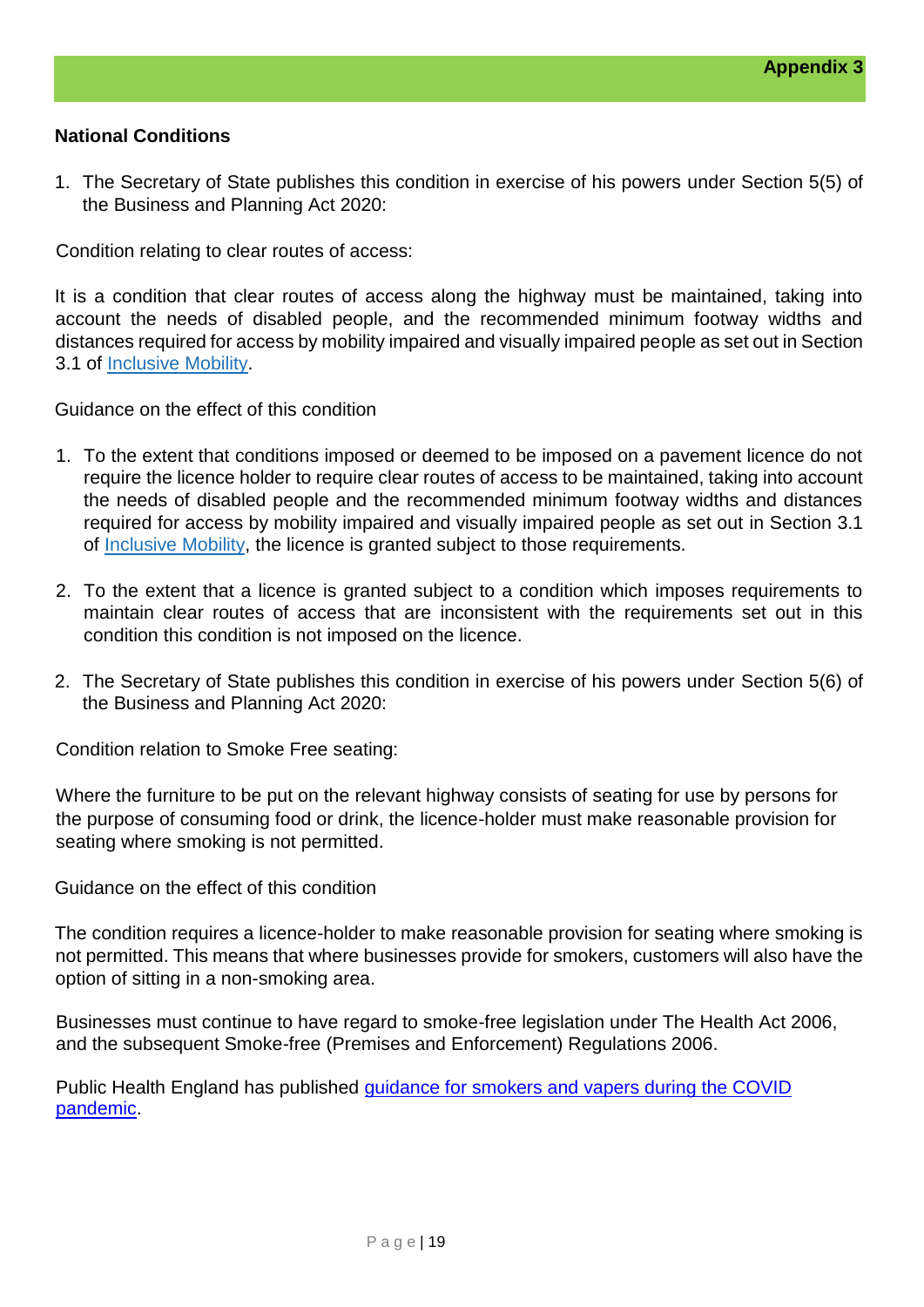**Appendix 3**

**National Conditions**

1. The Secretary of State publishes this condition in exercise of his powers under Section 5(5) of the Business and Planning Act 2020:

Condition relating to clear routes of access:

It is a condition that clear routes of access along the highway must be maintained, taking into account the needs of disabled people, and the recommended minimum footway widths and distances required for access by mobility impaired and visually impaired people as set out in Section 3.1 of Inclusive Mobility.

Guidance on the effect of this condition

1. To the extent that conditions imposed or deemed to be imposed on a pavement licence do not require the licence holder to require clear routes of access to be maintained, taking into account the needs of disabled people and the recommended minimum footway widths and distances required for access by mobility impaired and visually impaired people as set out in Section 3.1 of Inclusive Mobility, the licence is granted subject to those requirements.

2. To the extent that a licence is granted subject to a condition which imposes requirements to maintain clear routes of access that are inconsistent with the requirements set out in this condition this condition is not imposed on the licence.

2. The Secretary of State publishes this condition in exercise of his powers under Section 5(6) of the Business and Planning Act 2020:

Condition relation to Smoke Free seating:

Where the furniture to be put on the relevant highway consists of seating for use by persons for the purpose of consuming food or drink, the licence-holder must make reasonable provision for seating where smoking is not permitted.

Guidance on the effect of this condition

The condition requires a licence-holder to make reasonable provision for seating where smoking is not permitted. This means that where businesses provide for smokers, customers will also have the option of sitting in a non-smoking area.

Businesses must continue to have regard to smoke-free legislation under The Health Act 2006, and the subsequent Smoke-free (Premises and Enforcement) Regulations 2006.

Public Health England has published guidance for smokers and vapers during the COVID pandemic.